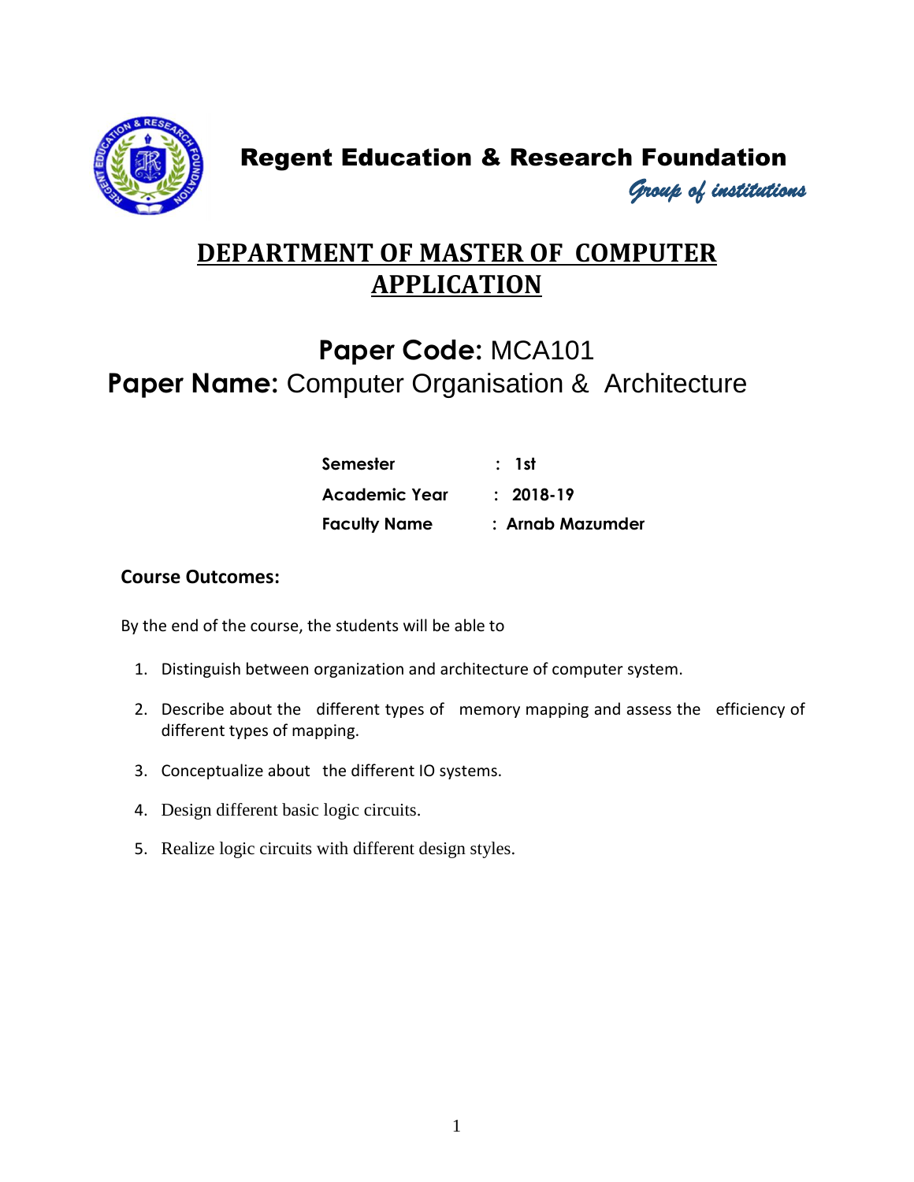# Regent Education & Research Foundation

*Group of institutions*

## DEPARTMENT OF MASTER OF COMPUTER APPLICATION

## **Paper Code:** MCA101

## **Paper Name:** Computer Organisation & Architecture

| | | |
|---|---|---|
| **Semester** | : | **1st** |
| **Academic Year** | : | **2018-19** |
| **Faculty Name** | : | **Arnab Mazumder** |

### Course Outcomes:

By the end of the course, the students will be able to

1. Distinguish between organization and architecture of computer system.
2. Describe about the different types of memory mapping and assess the efficiency of different types of mapping.
3. Conceptualize about the different IO systems.
4. Design different basic logic circuits.
5. Realize logic circuits with different design styles.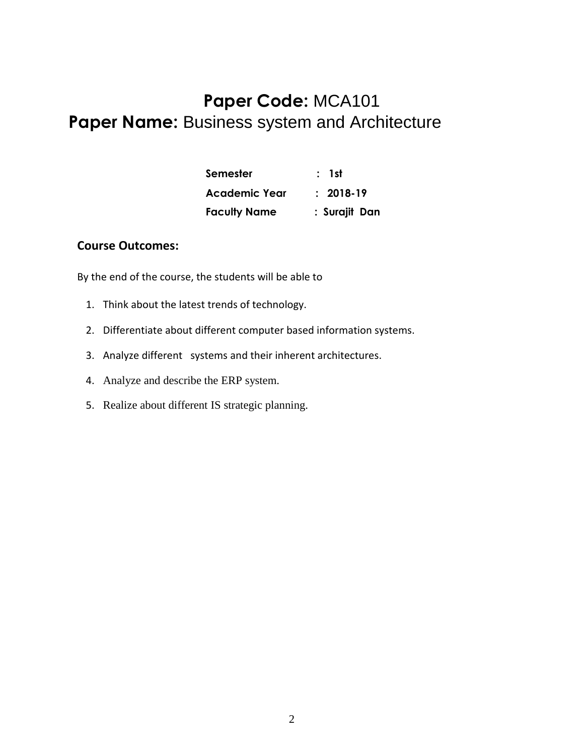# **Paper Code:** MCA101

# **Paper Name:** Business system and Architecture

| **Semester** | **: 1st** |
|---|---|
| **Academic Year** | **: 2018-19** |
| **Faculty Name** | **: Surajit Dan** |

## **Course Outcomes:**

By the end of the course, the students will be able to

1. Think about the latest trends of technology.
2. Differentiate about different computer based information systems.
3. Analyze different systems and their inherent architectures.
4. Analyze and describe the ERP system.
5. Realize about different IS strategic planning.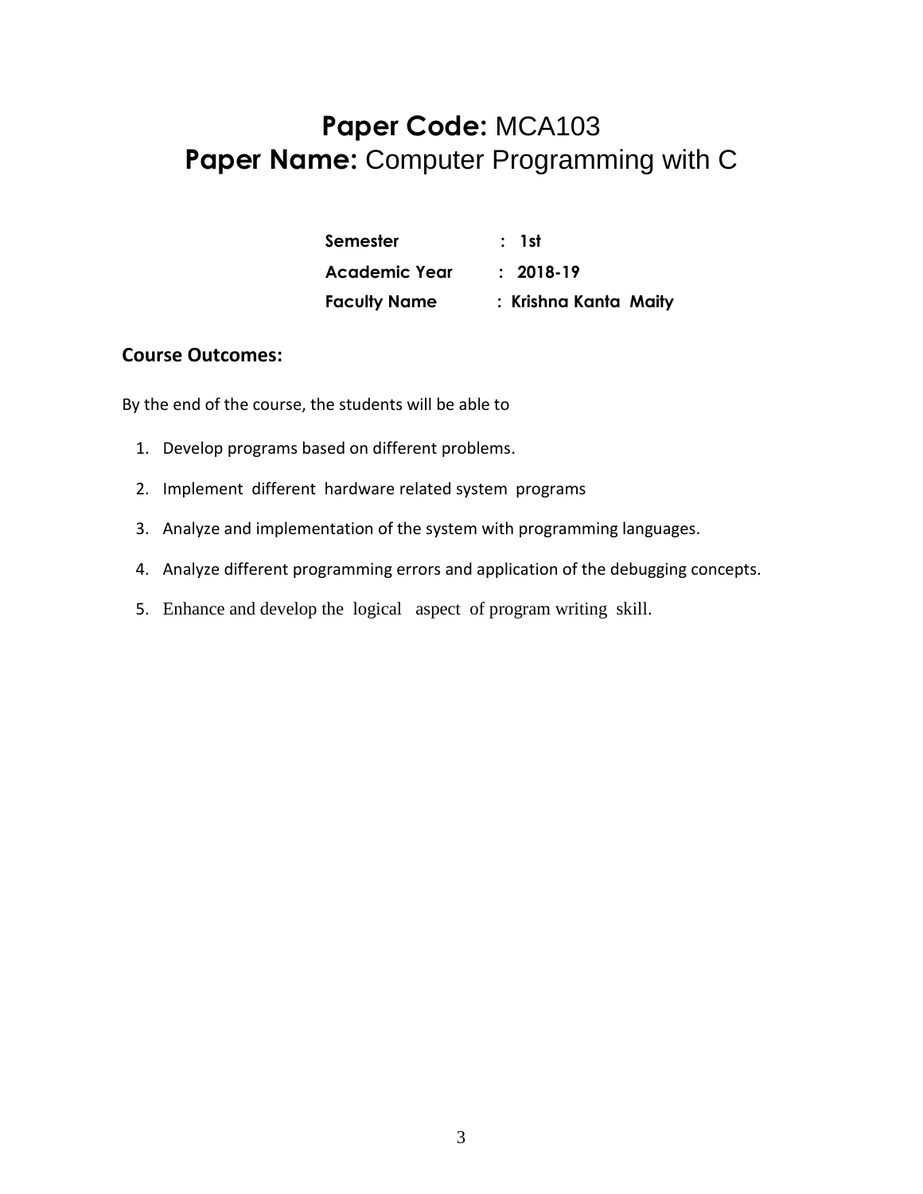# **Paper Code:** MCA103
# **Paper Name:** Computer Programming with C

| | |
|---|---|
| **Semester** | **: 1st** |
| **Academic Year** | **: 2018-19** |
| **Faculty Name** | **: Krishna Kanta Maity** |

## **Course Outcomes:**

By the end of the course, the students will be able to

1. Develop programs based on different problems.
2. Implement different hardware related system programs
3. Analyze and implementation of the system with programming languages.
4. Analyze different programming errors and application of the debugging concepts.
5. Enhance and develop the logical aspect of program writing skill.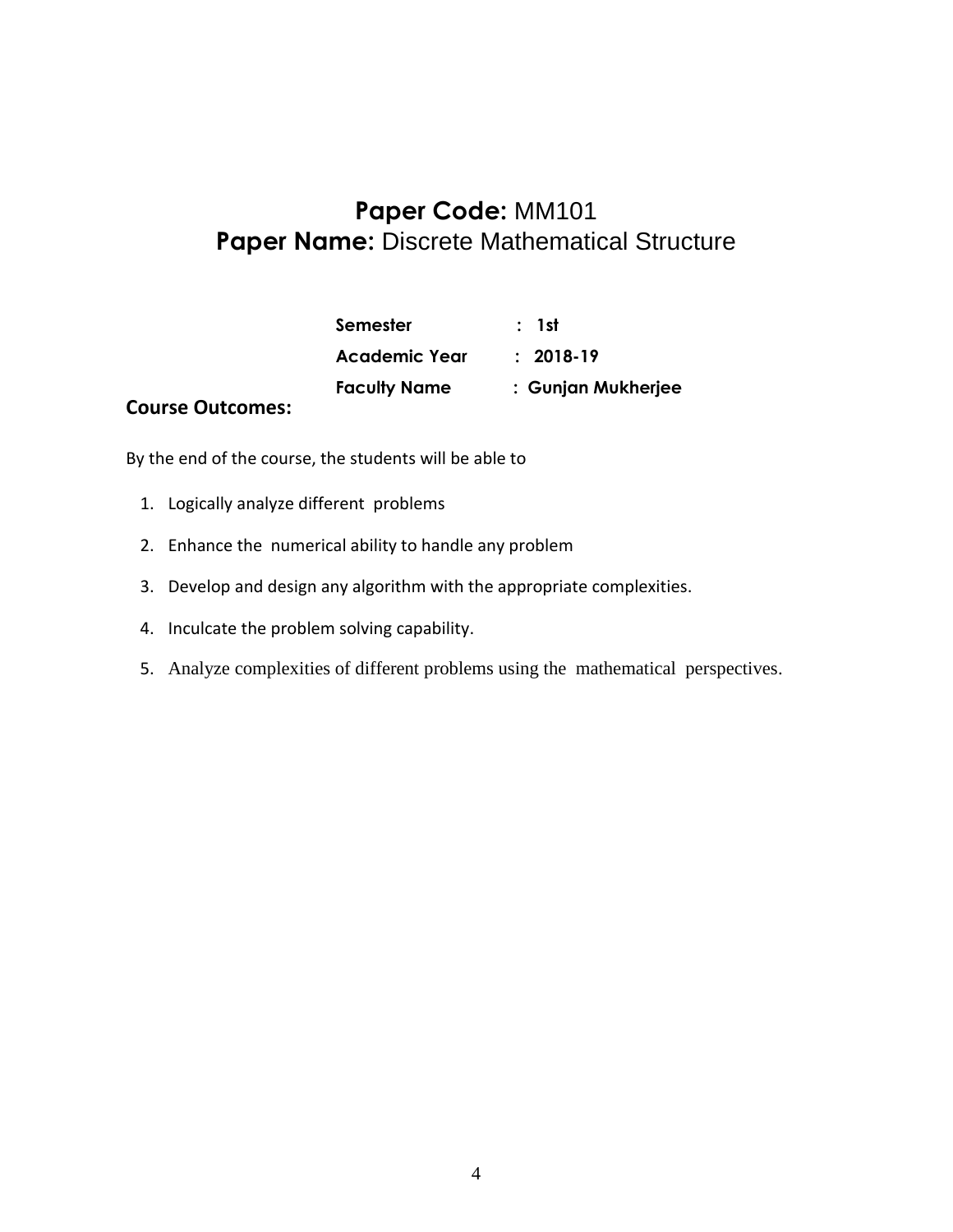# **Paper Code:** MM101
# **Paper Name:** Discrete Mathematical Structure

| | |
|---|---|
| **Semester** | **: 1st** |
| **Academic Year** | **: 2018-19** |
| **Faculty Name** | **: Gunjan Mukherjee** |

## **Course Outcomes:**

By the end of the course, the students will be able to

1. Logically analyze different problems
2. Enhance the numerical ability to handle any problem
3. Develop and design any algorithm with the appropriate complexities.
4. Inculcate the problem solving capability.
5. Analyze complexities of different problems using the mathematical perspectives.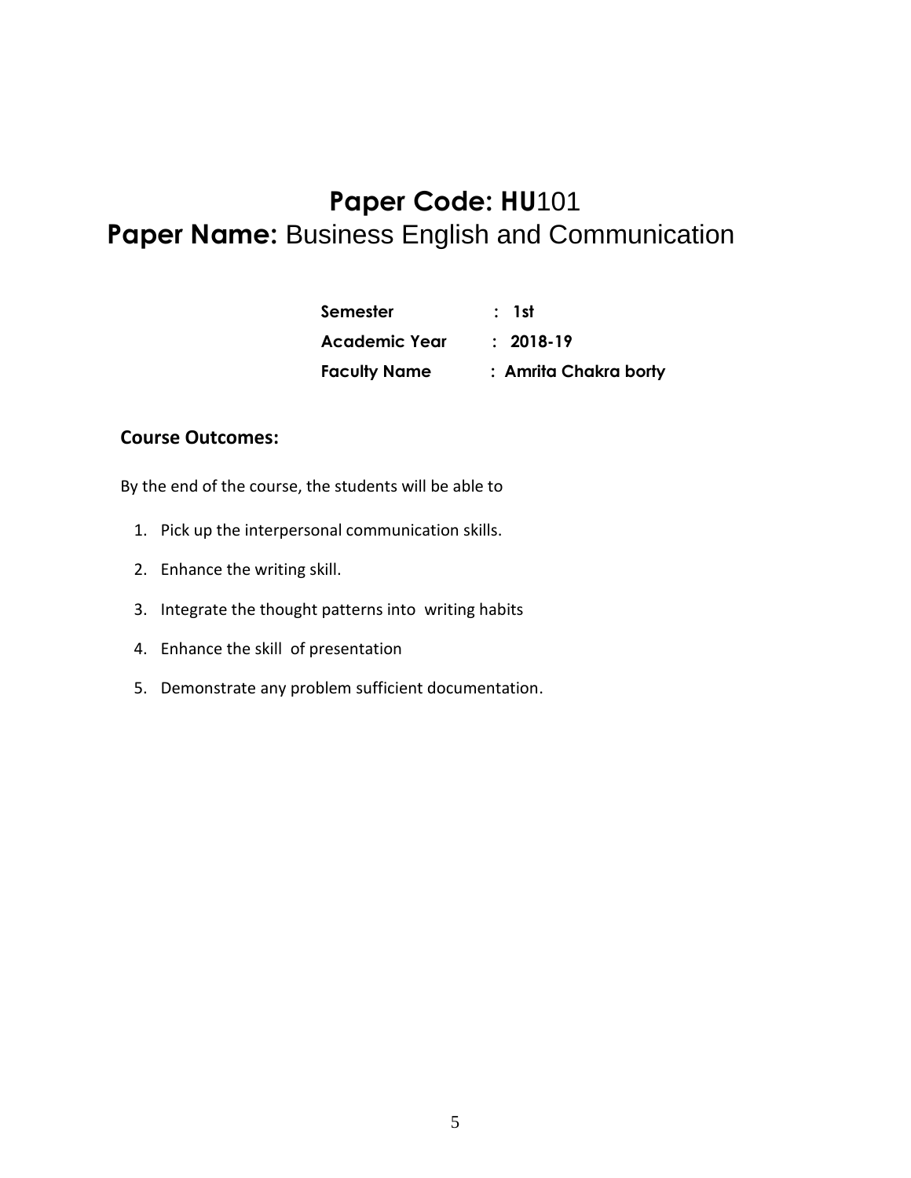# **Paper Code: HU**101

# **Paper Name:** Business English and Communication

| | |
|---|---|
| **Semester** | **: 1st** |
| **Academic Year** | **: 2018-19** |
| **Faculty Name** | **: Amrita Chakra borty** |

**Course Outcomes:**

By the end of the course, the students will be able to

1. Pick up the interpersonal communication skills.
2. Enhance the writing skill.
3. Integrate the thought patterns into writing habits
4. Enhance the skill of presentation
5. Demonstrate any problem sufficient documentation.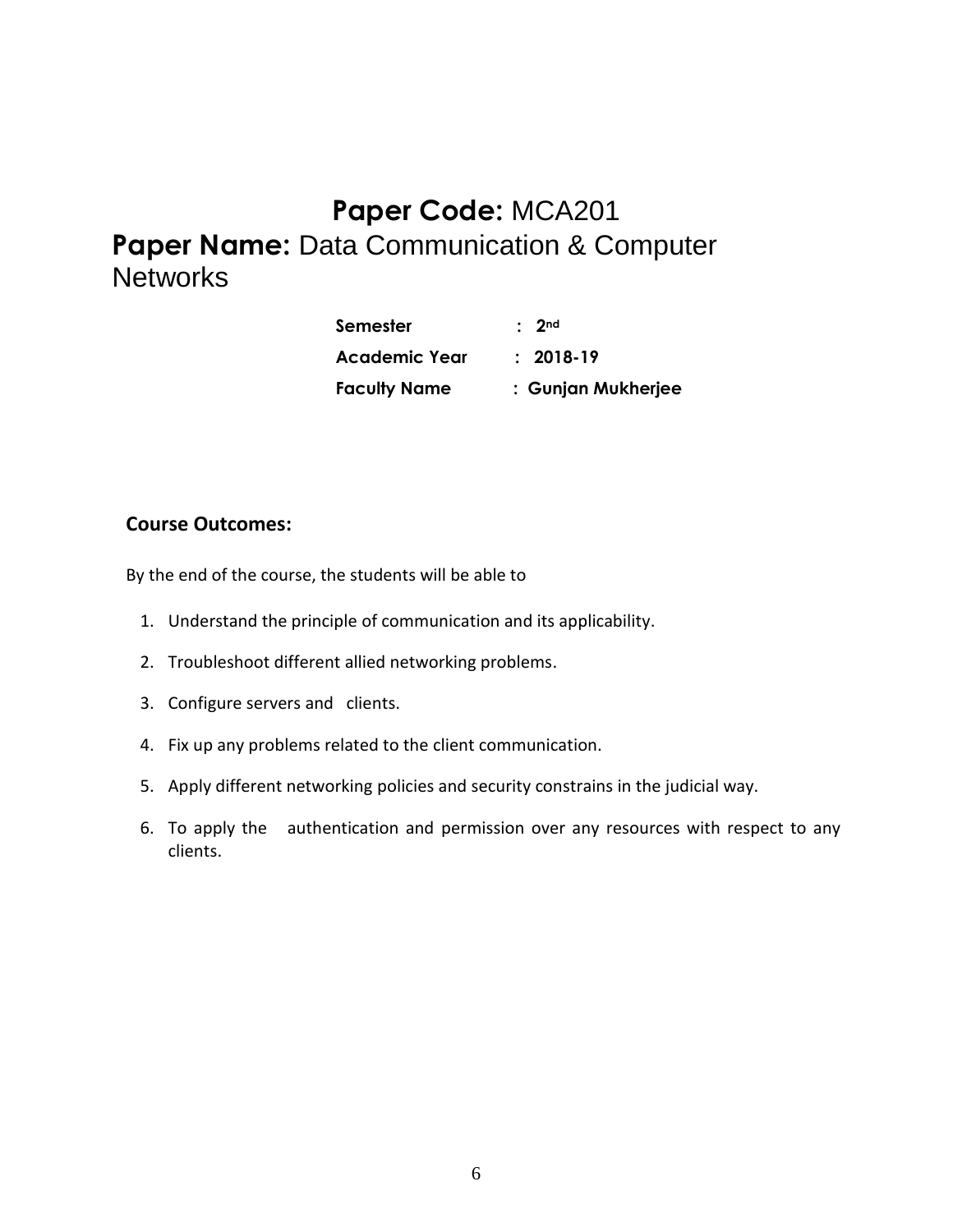# **Paper Code:** MCA201

# **Paper Name:** Data Communication & Computer Networks

| | |
|---|---|
| **Semester** | **: 2nd** |
| **Academic Year** | **: 2018-19** |
| **Faculty Name** | **: Gunjan Mukherjee** |

## **Course Outcomes:**

By the end of the course, the students will be able to

1. Understand the principle of communication and its applicability.
2. Troubleshoot different allied networking problems.
3. Configure servers and clients.
4. Fix up any problems related to the client communication.
5. Apply different networking policies and security constrains in the judicial way.
6. To apply the authentication and permission over any resources with respect to any clients.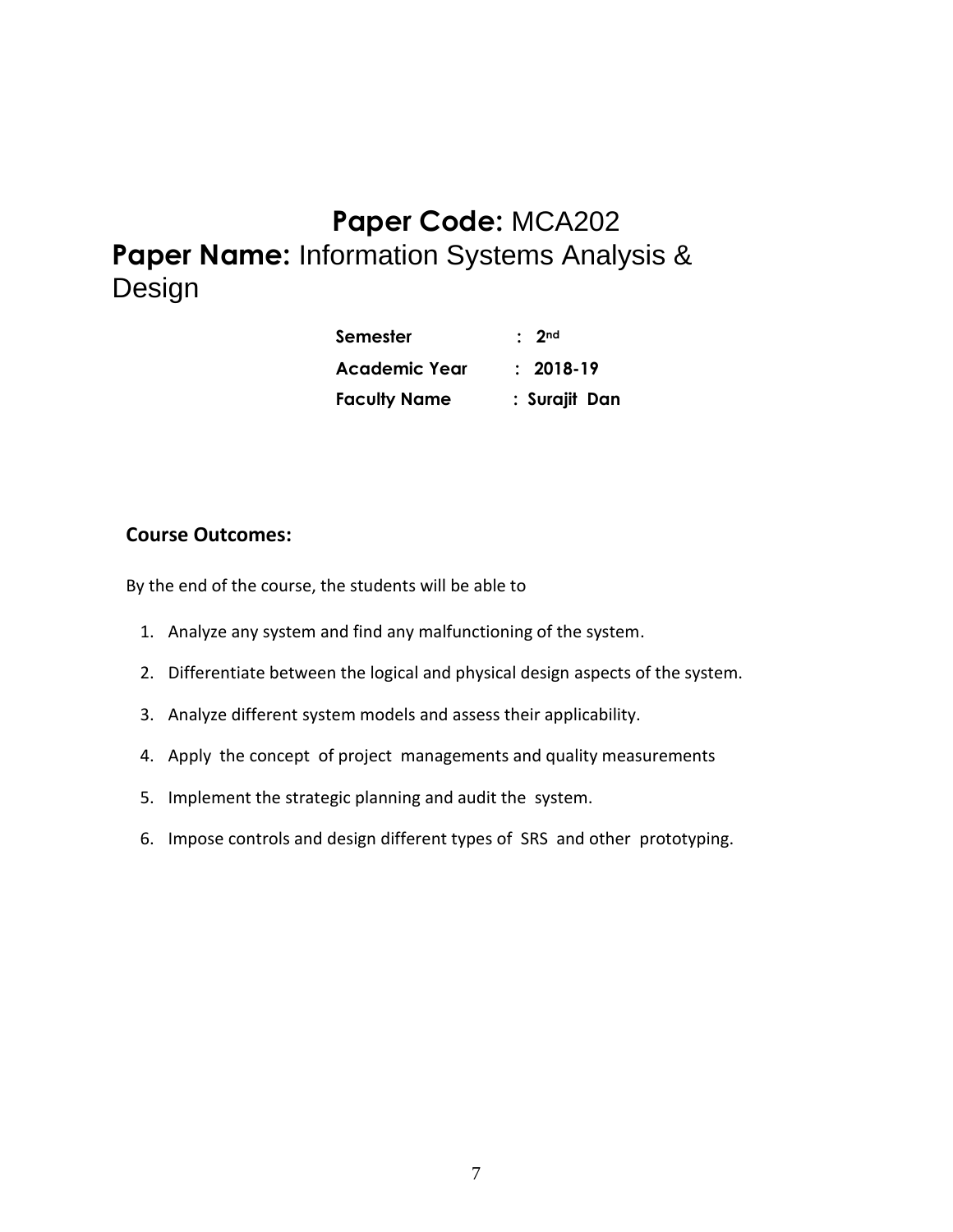# **Paper Code:** MCA202

# **Paper Name:** Information Systems Analysis & Design

| | |
|---|---|
| **Semester** | **: 2nd** |
| **Academic Year** | **: 2018-19** |
| **Faculty Name** | **: Surajit Dan** |

## **Course Outcomes:**

By the end of the course, the students will be able to

1. Analyze any system and find any malfunctioning of the system.
2. Differentiate between the logical and physical design aspects of the system.
3. Analyze different system models and assess their applicability.
4. Apply the concept of project managements and quality measurements
5. Implement the strategic planning and audit the system.
6. Impose controls and design different types of SRS and other prototyping.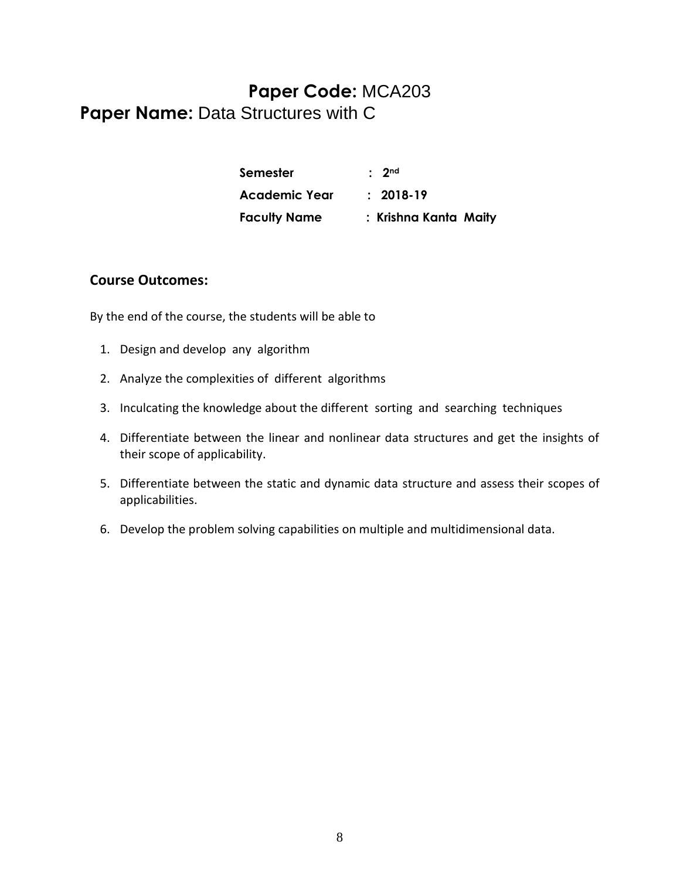# **Paper Code:** MCA203

## **Paper Name:** Data Structures with C

| | |
|---|---|
| **Semester** | **: 2nd** |
| **Academic Year** | **: 2018-19** |
| **Faculty Name** | **: Krishna Kanta Maity** |

### **Course Outcomes:**

By the end of the course, the students will be able to

1. Design and develop any algorithm
2. Analyze the complexities of different algorithms
3. Inculcating the knowledge about the different sorting and searching techniques
4. Differentiate between the linear and nonlinear data structures and get the insights of their scope of applicability.
5. Differentiate between the static and dynamic data structure and assess their scopes of applicabilities.
6. Develop the problem solving capabilities on multiple and multidimensional data.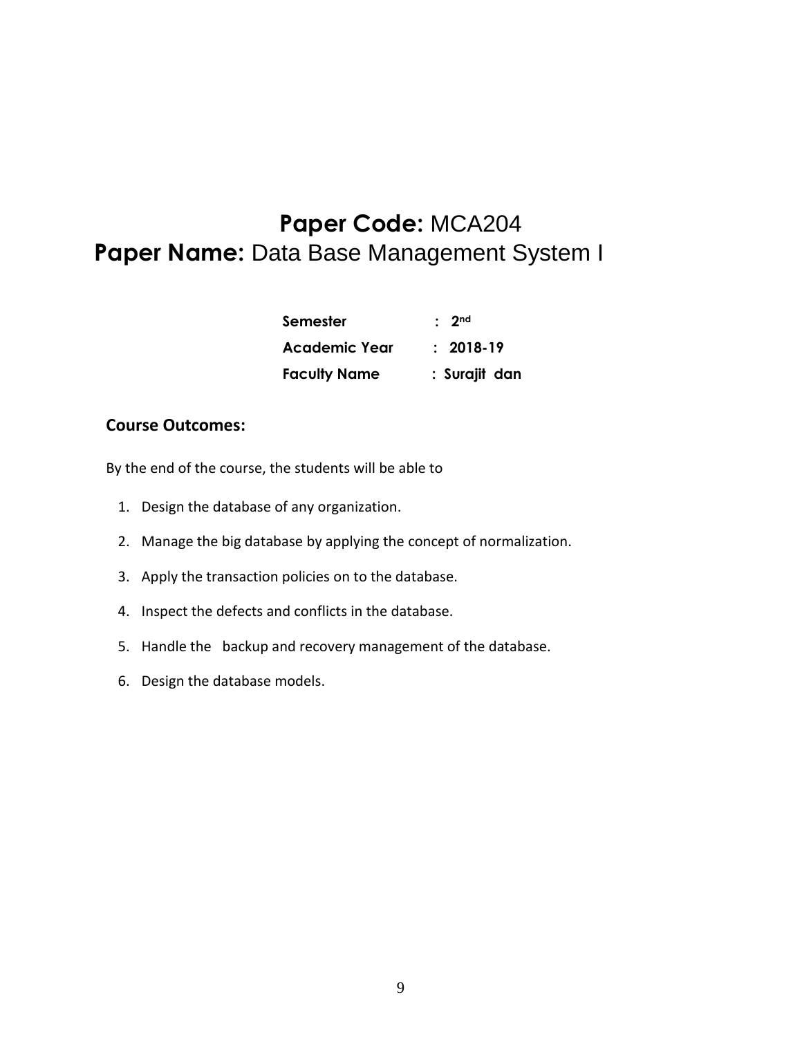# **Paper Code:** MCA204
# **Paper Name:** Data Base Management System I

| | |
|---|---|
| **Semester** | **: 2nd** |
| **Academic Year** | **: 2018-19** |
| **Faculty Name** | **: Surajit dan** |

## **Course Outcomes:**

By the end of the course, the students will be able to

1. Design the database of any organization.
2. Manage the big database by applying the concept of normalization.
3. Apply the transaction policies on to the database.
4. Inspect the defects and conflicts in the database.
5. Handle the backup and recovery management of the database.
6. Design the database models.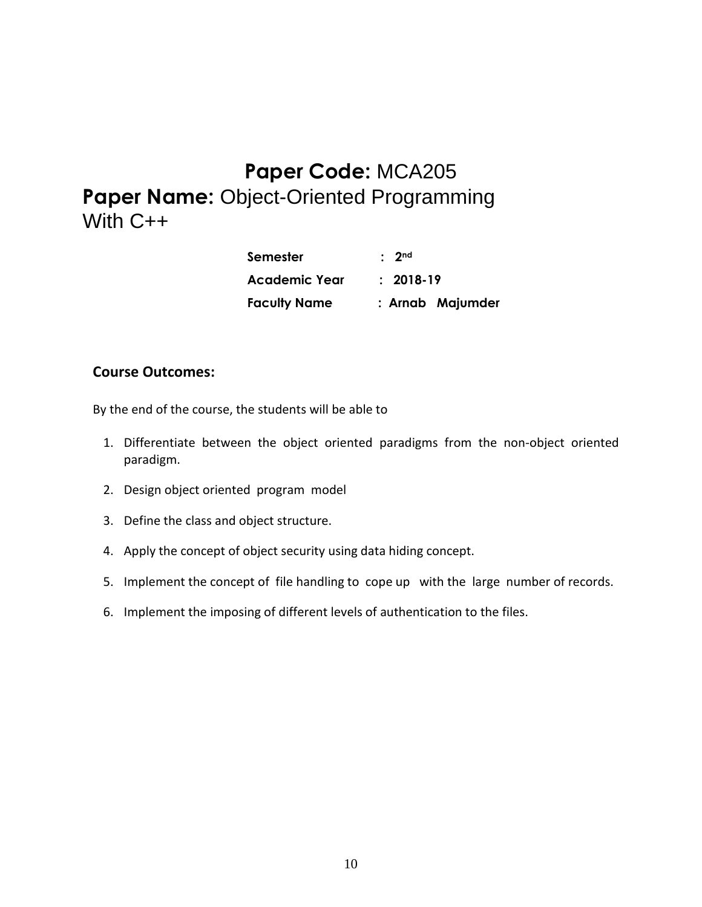# **Paper Code:** MCA205

# **Paper Name:** Object-Oriented Programming With C++

| | |
|---|---|
| **Semester** | : **2nd** |
| **Academic Year** | : **2018-19** |
| **Faculty Name** | : **Arnab Majumder** |

### **Course Outcomes:**

By the end of the course, the students will be able to

1. Differentiate between the object oriented paradigms from the non-object oriented paradigm.
2. Design object oriented program model
3. Define the class and object structure.
4. Apply the concept of object security using data hiding concept.
5. Implement the concept of file handling to cope up with the large number of records.
6. Implement the imposing of different levels of authentication to the files.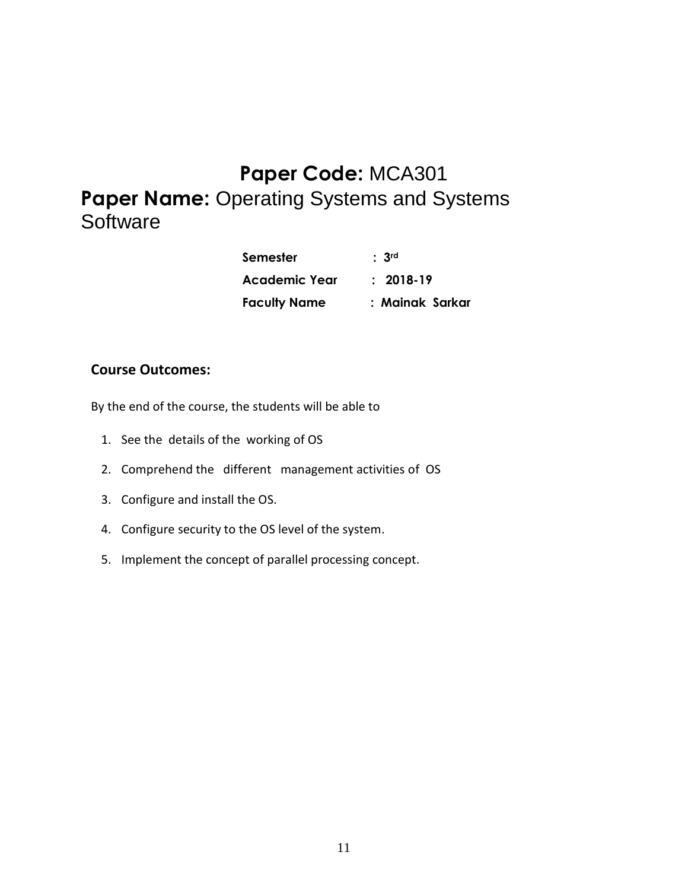# **Paper Code:** MCA301

# **Paper Name:** Operating Systems and Systems Software

| | |
|---|---|
| **Semester** | **: 3rd** |
| **Academic Year** | **: 2018-19** |
| **Faculty Name** | **: Mainak Sarkar** |

## **Course Outcomes:**

By the end of the course, the students will be able to

1. See the details of the working of OS
2. Comprehend the different management activities of OS
3. Configure and install the OS.
4. Configure security to the OS level of the system.
5. Implement the concept of parallel processing concept.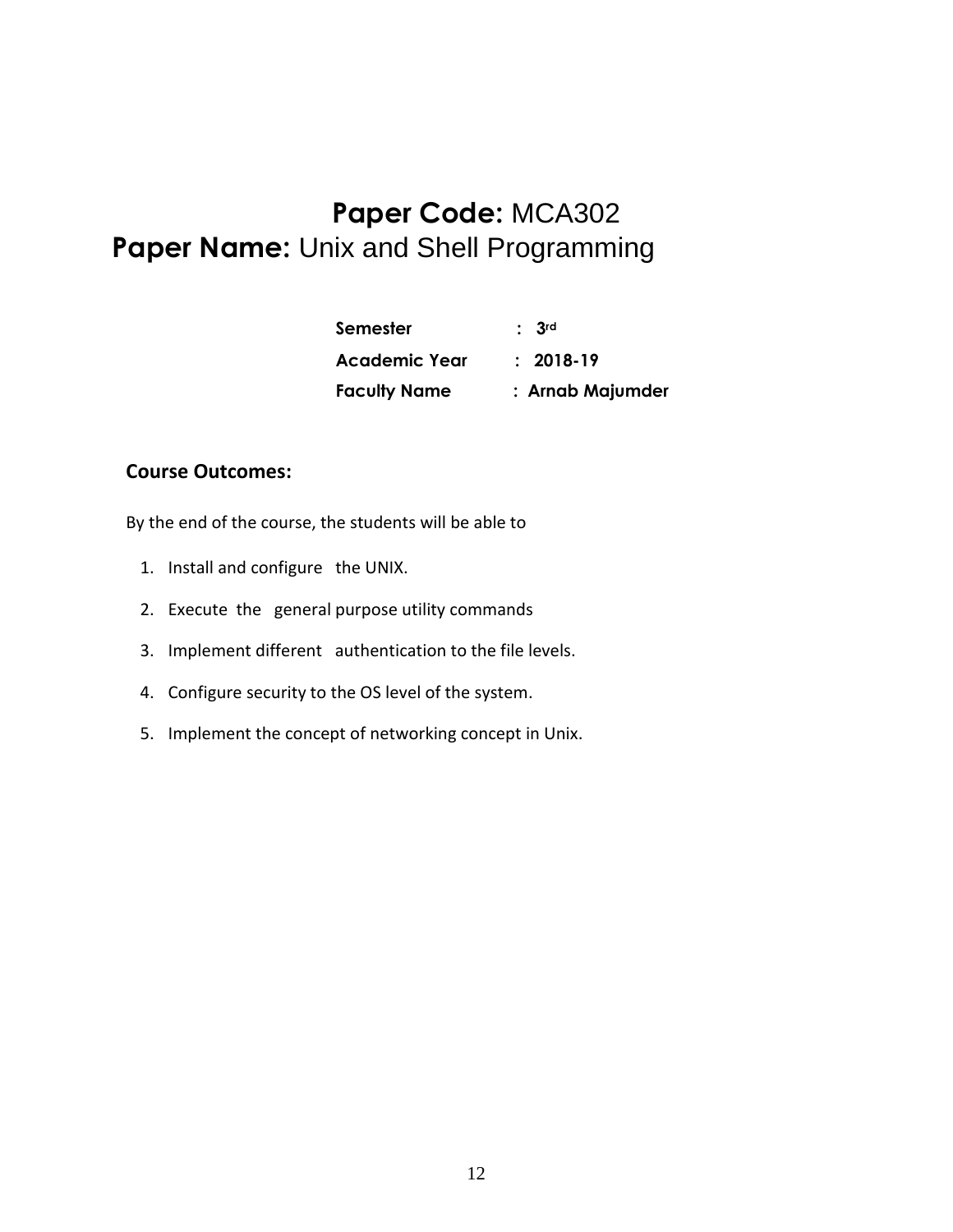# **Paper Code:** MCA302

# **Paper Name:** Unix and Shell Programming

| | |
|---|---|
| **Semester** | : **3rd** |
| **Academic Year** | : **2018-19** |
| **Faculty Name** | : **Arnab Majumder** |

## **Course Outcomes:**

By the end of the course, the students will be able to

1. Install and configure the UNIX.
2. Execute the general purpose utility commands
3. Implement different authentication to the file levels.
4. Configure security to the OS level of the system.
5. Implement the concept of networking concept in Unix.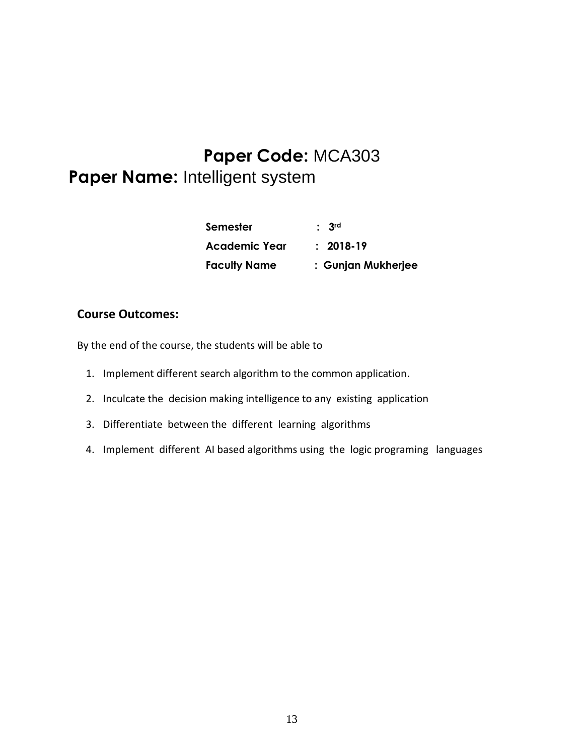# **Paper Code:** MCA303

# **Paper Name:** Intelligent system

| | |
|---|---|
| **Semester** | **: 3rd** |
| **Academic Year** | **: 2018-19** |
| **Faculty Name** | **: Gunjan Mukherjee** |

## **Course Outcomes:**

By the end of the course, the students will be able to

1. Implement different search algorithm to the common application.
2. Inculcate the decision making intelligence to any existing application
3. Differentiate between the different learning algorithms
4. Implement different AI based algorithms using the logic programing languages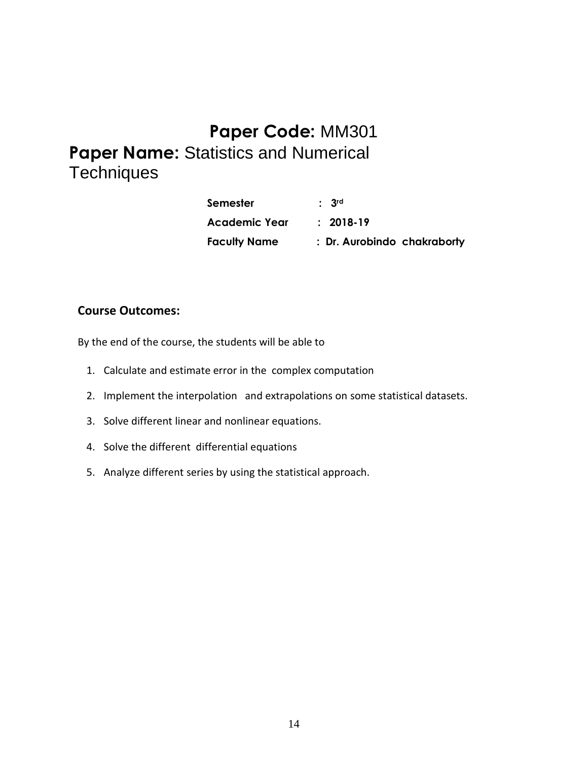# **Paper Code:** MM301

# **Paper Name:** Statistics and Numerical Techniques

**Semester** : **3rd**

**Academic Year** : **2018-19**

**Faculty Name** : **Dr. Aurobindo chakraborty**

## **Course Outcomes:**

By the end of the course, the students will be able to

1. Calculate and estimate error in the complex computation
2. Implement the interpolation and extrapolations on some statistical datasets.
3. Solve different linear and nonlinear equations.
4. Solve the different differential equations
5. Analyze different series by using the statistical approach.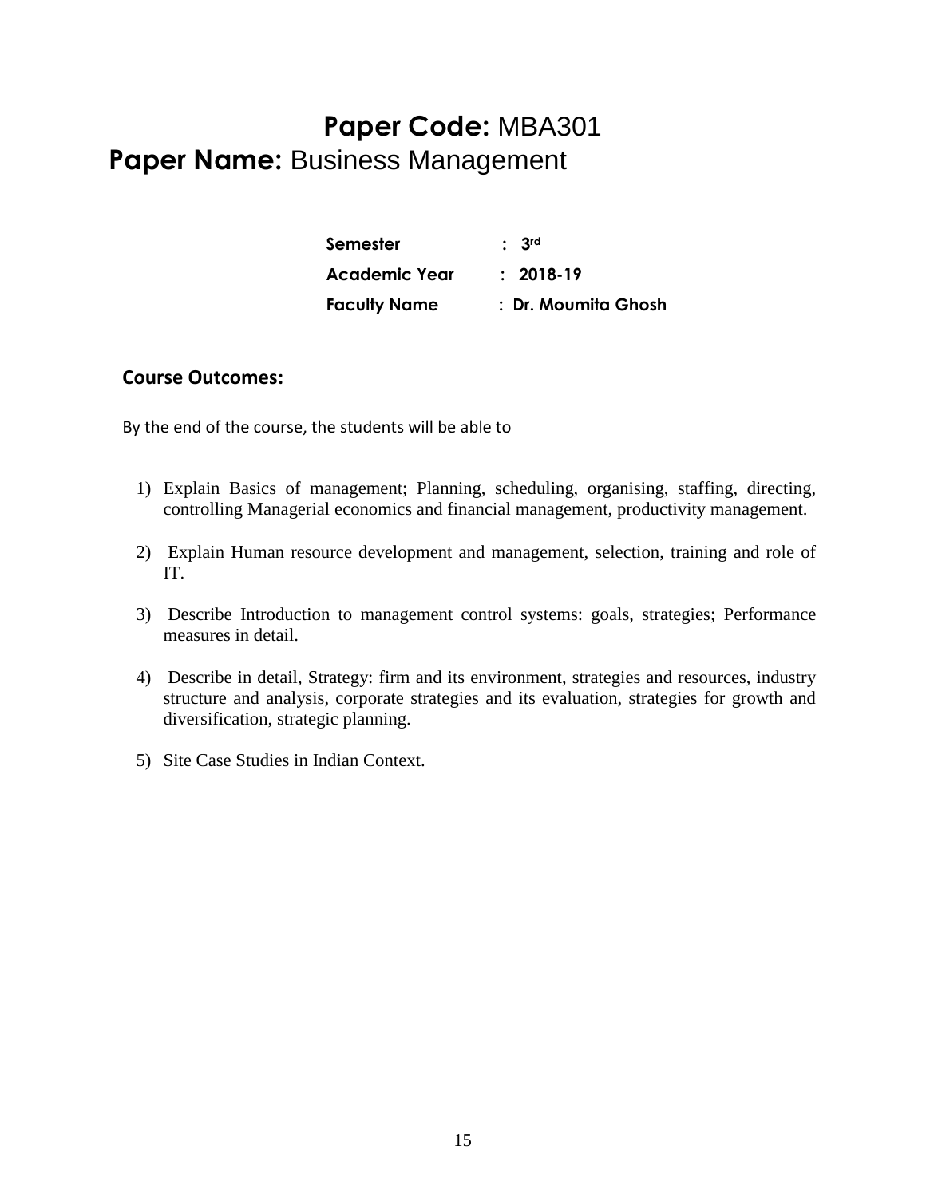# **Paper Code:** MBA301

## **Paper Name:** Business Management

| | |
|---|---|
| **Semester** | **: 3rd** |
| **Academic Year** | **: 2018-19** |
| **Faculty Name** | **: Dr. Moumita Ghosh** |

### **Course Outcomes:**

By the end of the course, the students will be able to

1) Explain Basics of management; Planning, scheduling, organising, staffing, directing, controlling Managerial economics and financial management, productivity management.
2) Explain Human resource development and management, selection, training and role of IT.
3) Describe Introduction to management control systems: goals, strategies; Performance measures in detail.
4) Describe in detail, Strategy: firm and its environment, strategies and resources, industry structure and analysis, corporate strategies and its evaluation, strategies for growth and diversification, strategic planning.
5) Site Case Studies in Indian Context.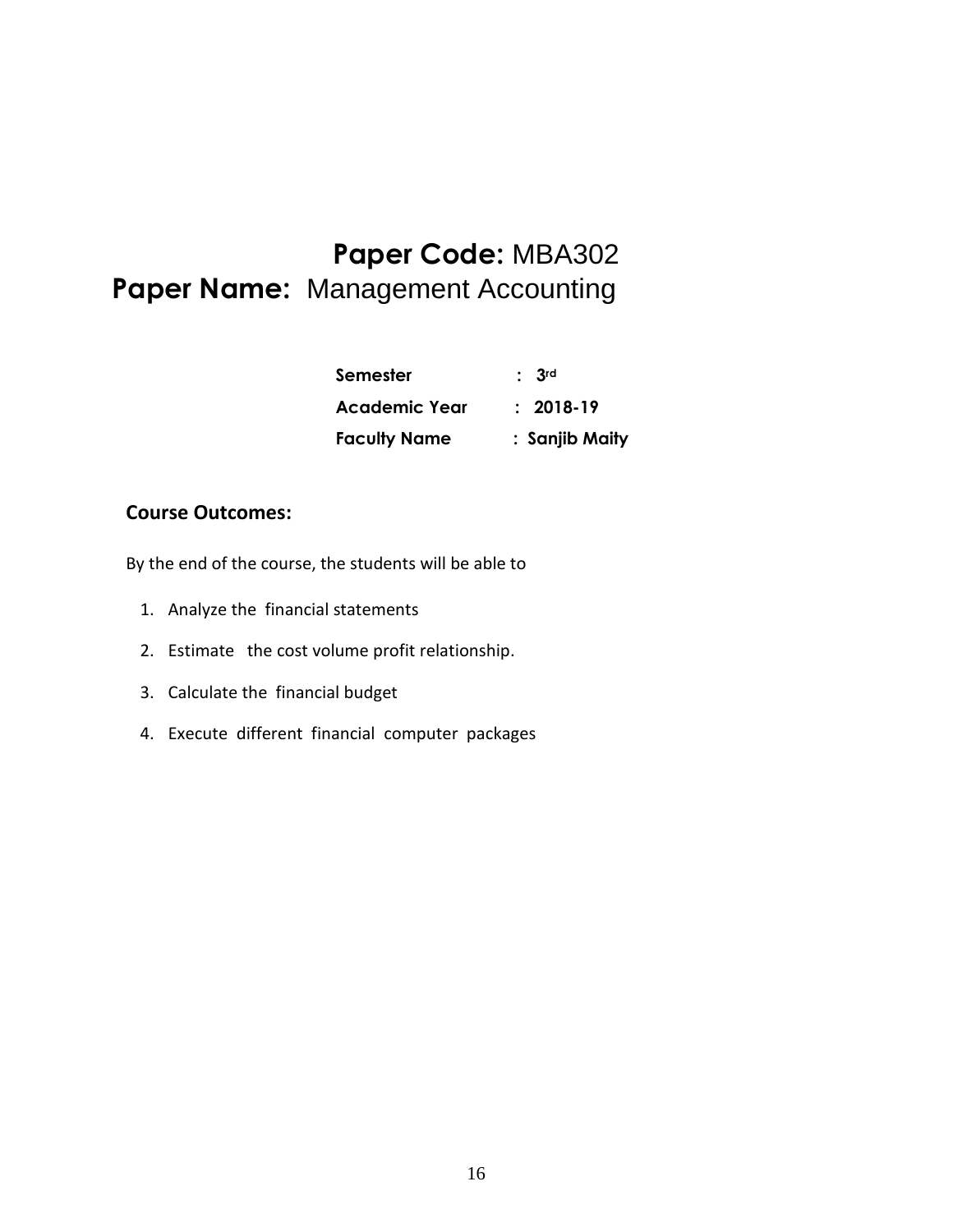# Paper Code: MBA302

# Paper Name: Management Accounting

| | | |
|---|---|---|
| **Semester** | : | **3rd** |
| **Academic Year** | : | **2018-19** |
| **Faculty Name** | : | **Sanjib Maity** |

## Course Outcomes:

By the end of the course, the students will be able to

1. Analyze the financial statements
2. Estimate the cost volume profit relationship.
3. Calculate the financial budget
4. Execute different financial computer packages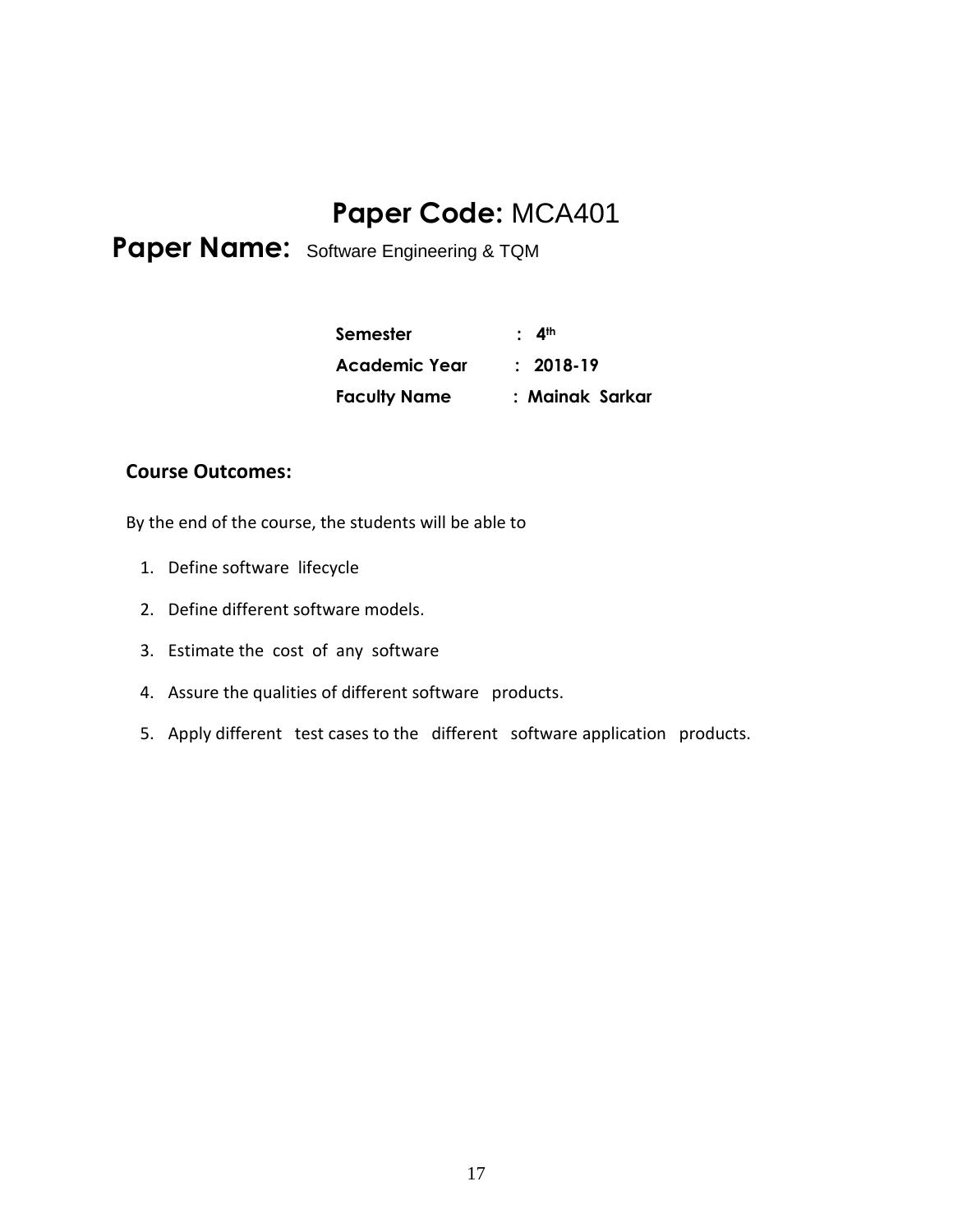# **Paper Code:** MCA401

## **Paper Name:** Software Engineering & TQM

| | |
|---|---|
| **Semester** | **: 4th** |
| **Academic Year** | **: 2018-19** |
| **Faculty Name** | **: Mainak Sarkar** |

### **Course Outcomes:**

By the end of the course, the students will be able to

1. Define software lifecycle
2. Define different software models.
3. Estimate the cost of any software
4. Assure the qualities of different software products.
5. Apply different test cases to the different software application products.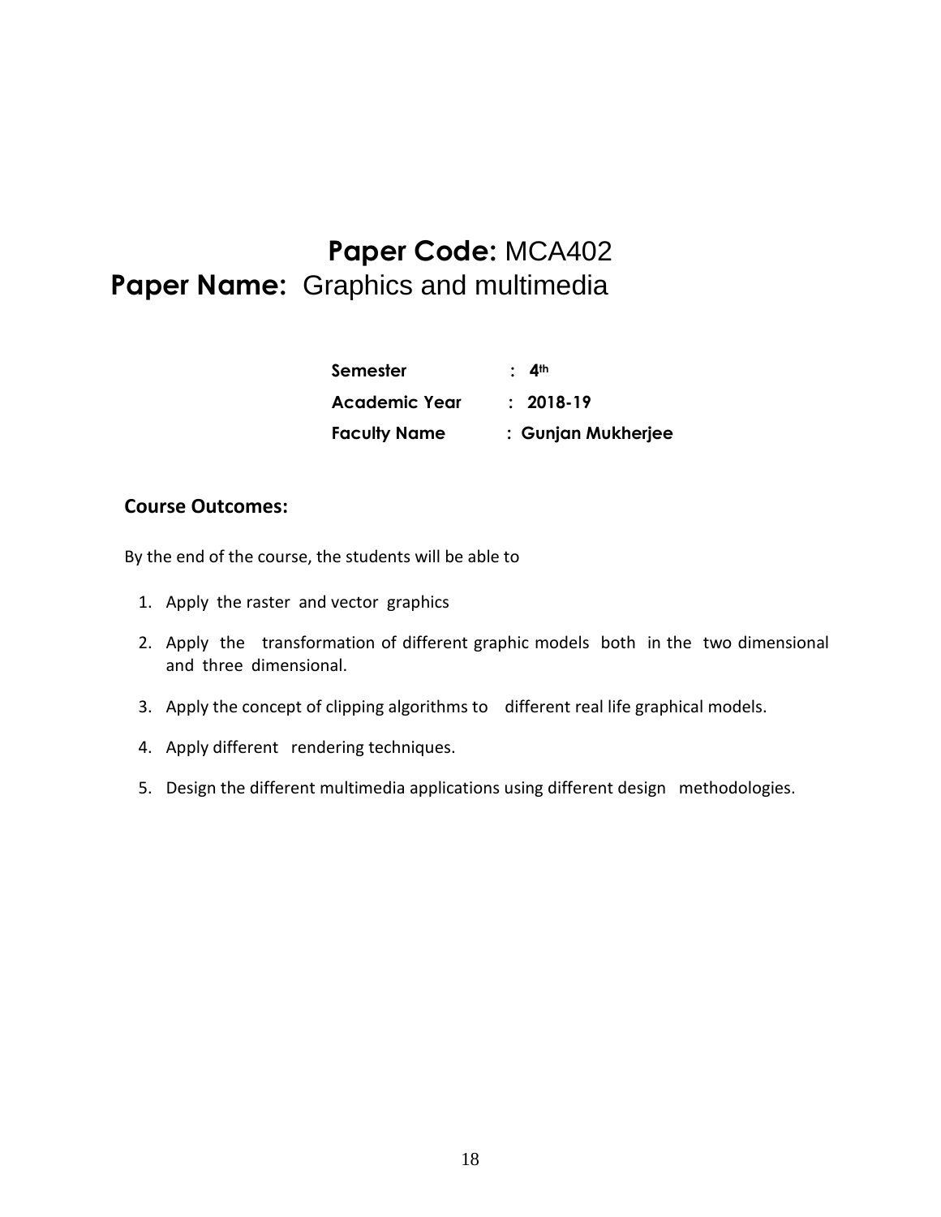# **Paper Code:** MCA402

# **Paper Name:** Graphics and multimedia

| | |
|---|---|
| **Semester** | **: 4th** |
| **Academic Year** | **: 2018-19** |
| **Faculty Name** | **: Gunjan Mukherjee** |

## **Course Outcomes:**

By the end of the course, the students will be able to

1. Apply the raster and vector graphics
2. Apply the transformation of different graphic models both in the two dimensional and three dimensional.
3. Apply the concept of clipping algorithms to different real life graphical models.
4. Apply different rendering techniques.
5. Design the different multimedia applications using different design methodologies.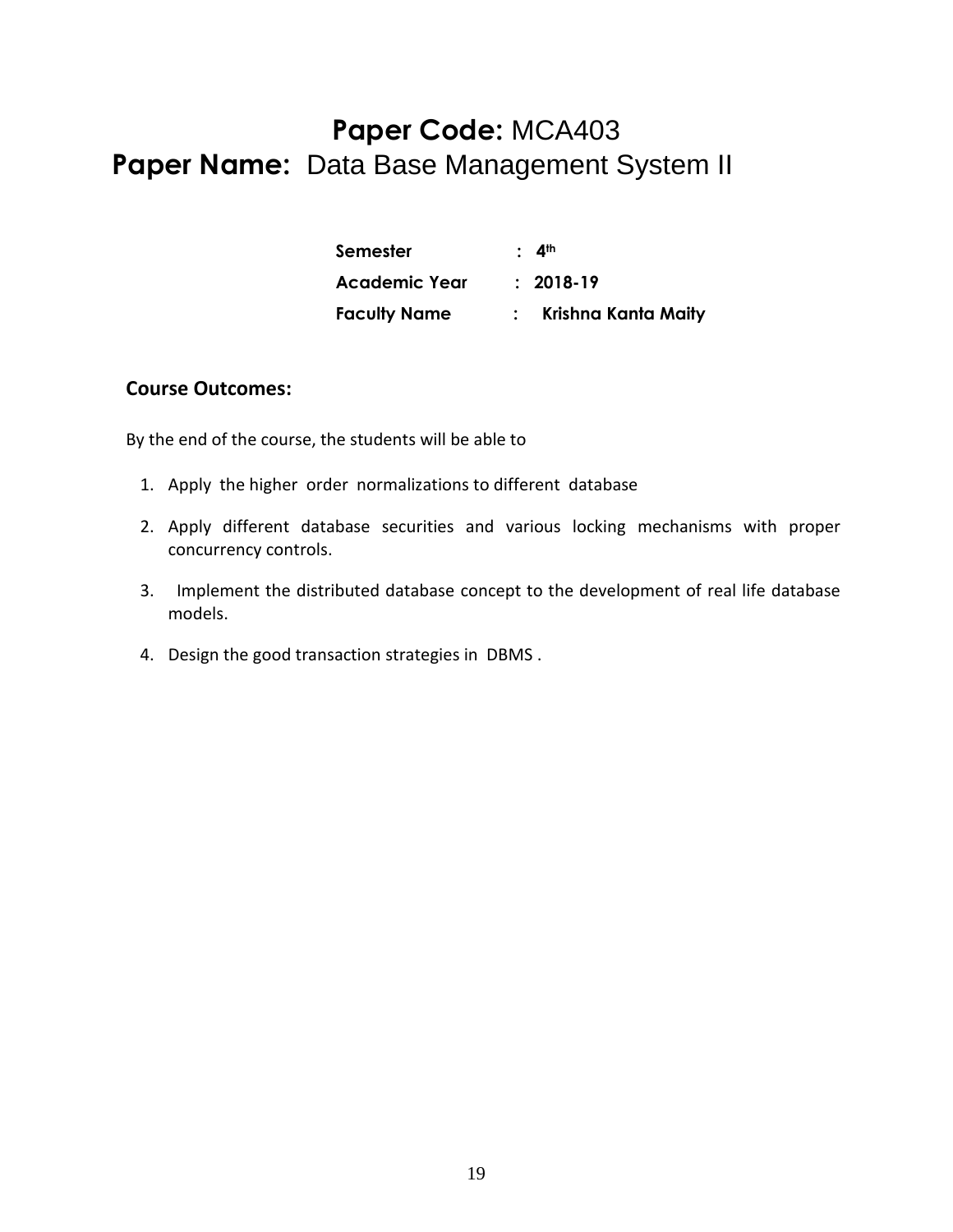# **Paper Code:** MCA403
# **Paper Name:** Data Base Management System II

| | | |
|---|---|---|
| **Semester** | : | **4th** |
| **Academic Year** | : | **2018-19** |
| **Faculty Name** | : | **Krishna Kanta Maity** |

## **Course Outcomes:**

By the end of the course, the students will be able to

1. Apply the higher order normalizations to different database
2. Apply different database securities and various locking mechanisms with proper concurrency controls.
3. Implement the distributed database concept to the development of real life database models.
4. Design the good transaction strategies in DBMS .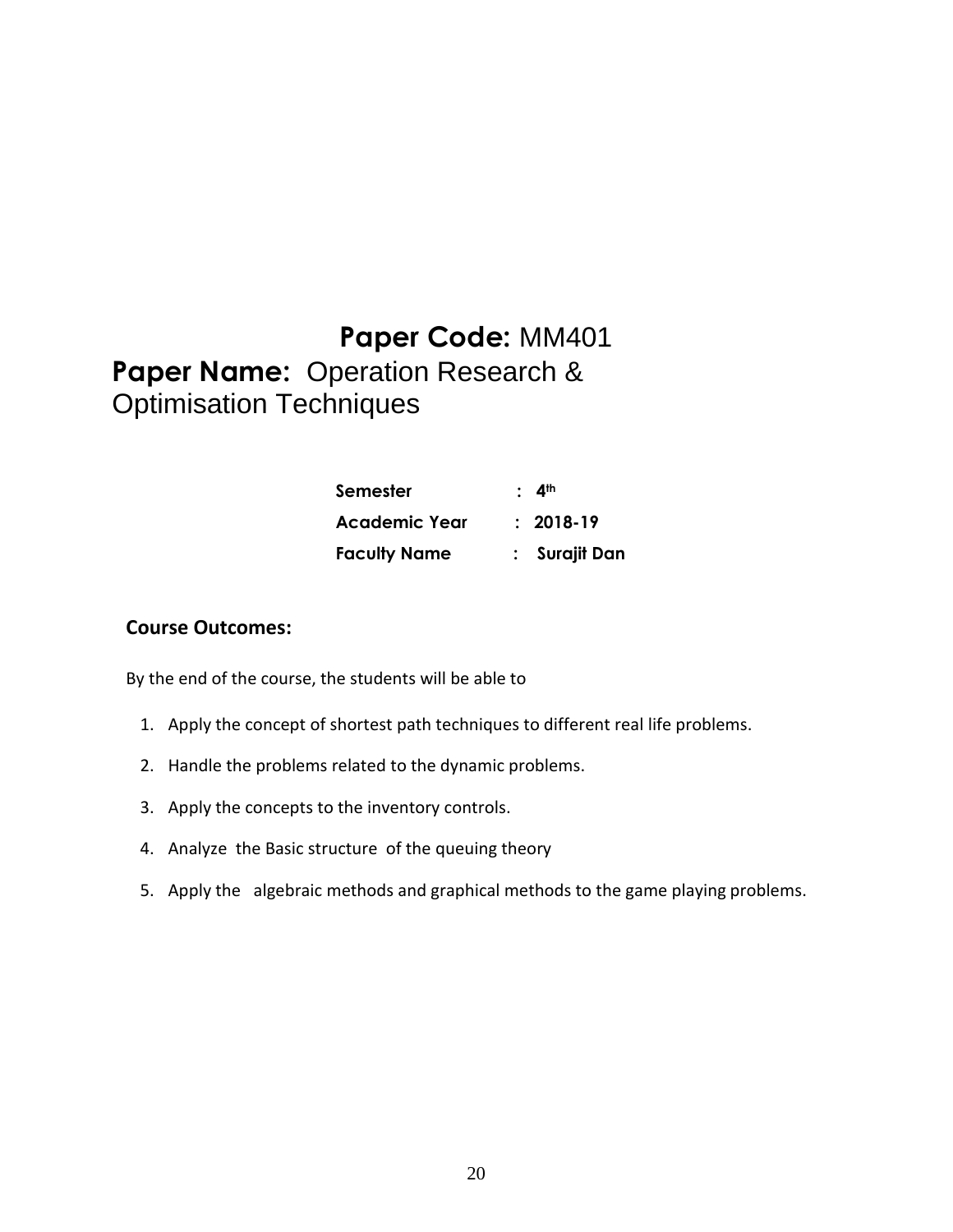# **Paper Code:** MM401

## **Paper Name:** Operation Research & Optimisation Techniques

| | | |
|---|---|---|
| **Semester** | : | **4th** |
| **Academic Year** | : | **2018-19** |
| **Faculty Name** | : | **Surajit Dan** |

### **Course Outcomes:**

By the end of the course, the students will be able to

1. Apply the concept of shortest path techniques to different real life problems.
2. Handle the problems related to the dynamic problems.
3. Apply the concepts to the inventory controls.
4. Analyze the Basic structure of the queuing theory
5. Apply the algebraic methods and graphical methods to the game playing problems.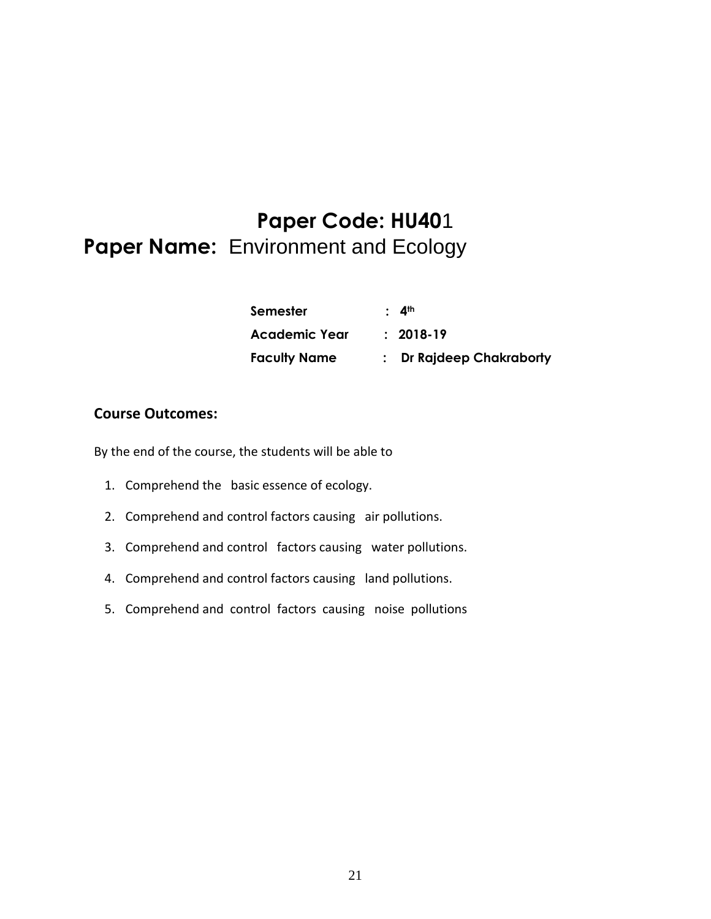# Paper Code: HU401

## Paper Name: Environment and Ecology

| | | |
|---|---|---|
| **Semester** | : | **4th** |
| **Academic Year** | : | **2018-19** |
| **Faculty Name** | : | **Dr Rajdeep Chakraborty** |

### Course Outcomes:

By the end of the course, the students will be able to

1. Comprehend the basic essence of ecology.
2. Comprehend and control factors causing air pollutions.
3. Comprehend and control factors causing water pollutions.
4. Comprehend and control factors causing land pollutions.
5. Comprehend and control factors causing noise pollutions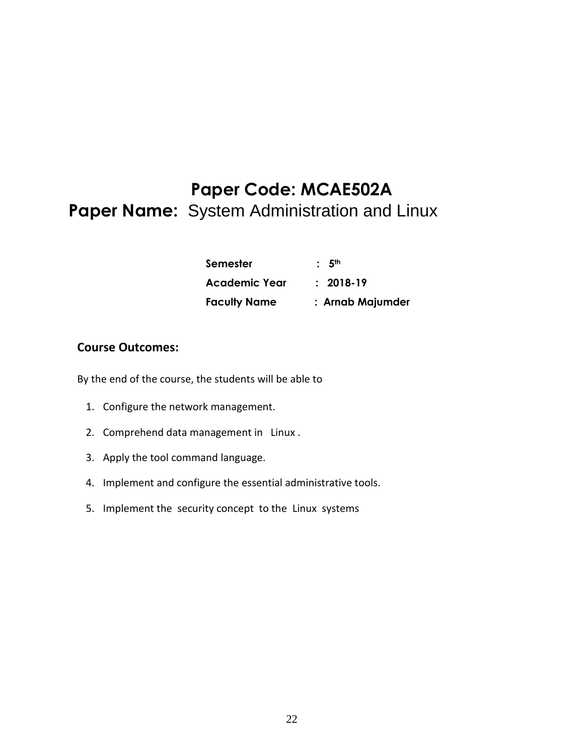# Paper Code: MCAE502A

## **Paper Name:** System Administration and Linux

| | |
|---|---|
| **Semester** | **: 5th** |
| **Academic Year** | **: 2018-19** |
| **Faculty Name** | **: Arnab Majumder** |

### Course Outcomes:

By the end of the course, the students will be able to

1. Configure the network management.
2. Comprehend data management in Linux .
3. Apply the tool command language.
4. Implement and configure the essential administrative tools.
5. Implement the security concept to the Linux systems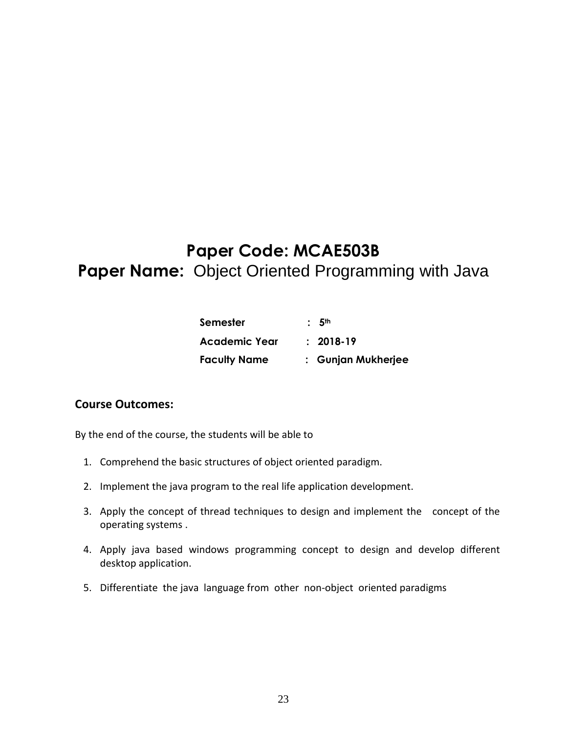# Paper Code: MCAE503B

## **Paper Name:** Object Oriented Programming with Java

| | | |
|---|---|---|
| **Semester** | : | **5th** |
| **Academic Year** | : | **2018-19** |
| **Faculty Name** | : | **Gunjan Mukherjee** |

### Course Outcomes:

By the end of the course, the students will be able to

1. Comprehend the basic structures of object oriented paradigm.
2. Implement the java program to the real life application development.
3. Apply the concept of thread techniques to design and implement the concept of the operating systems .
4. Apply java based windows programming concept to design and develop different desktop application.
5. Differentiate the java language from other non-object oriented paradigms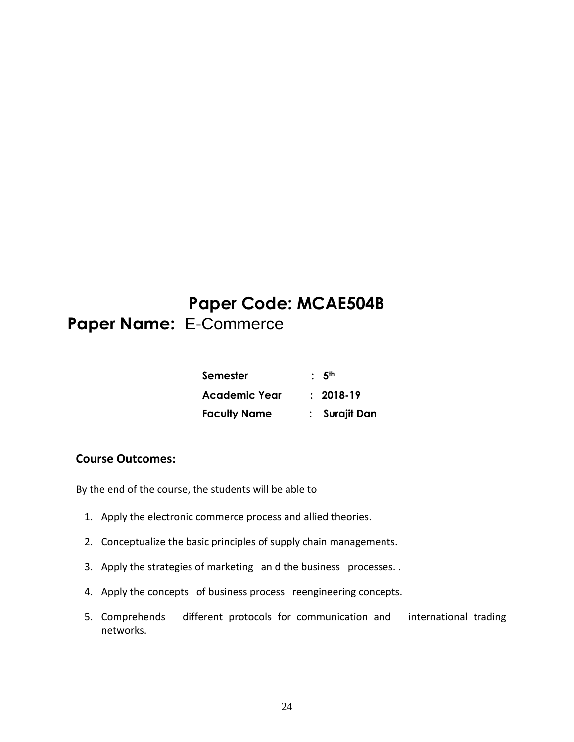# Paper Code: MCAE504B

## Paper Name: E-Commerce

| | | |
|---|---|---|
| **Semester** | : | **5th** |
| **Academic Year** | : | **2018-19** |
| **Faculty Name** | : | **Surajit Dan** |

### Course Outcomes:

By the end of the course, the students will be able to

1. Apply the electronic commerce process and allied theories.
2. Conceptualize the basic principles of supply chain managements.
3. Apply the strategies of marketing an d the business processes. .
4. Apply the concepts of business process reengineering concepts.
5. Comprehends different protocols for communication and international trading networks.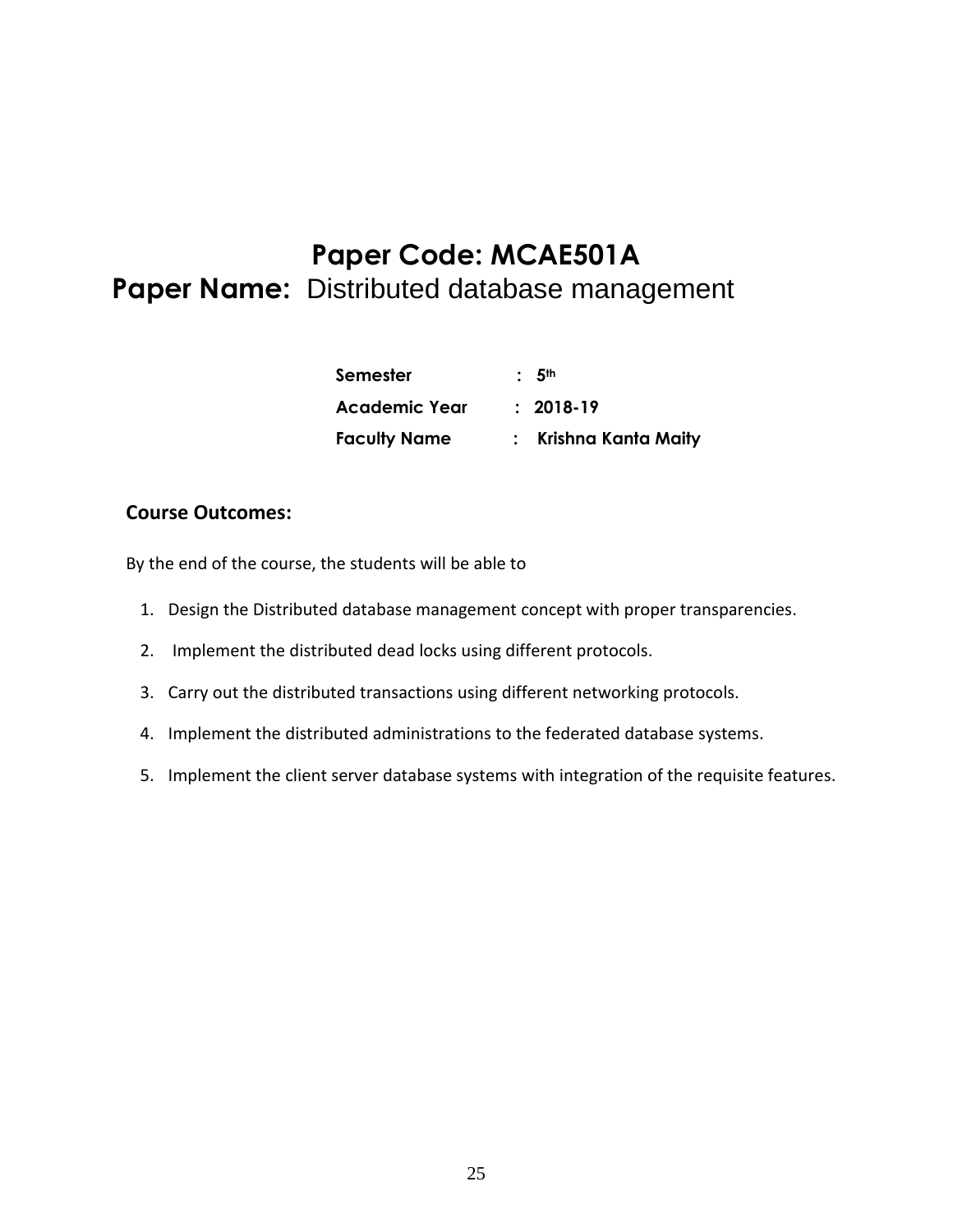# Paper Code: MCAE501A

## Paper Name: Distributed database management

| | | |
|---|---|---|
| **Semester** | : | **5th** |
| **Academic Year** | : | **2018-19** |
| **Faculty Name** | : | **Krishna Kanta Maity** |

### Course Outcomes:

By the end of the course, the students will be able to

1. Design the Distributed database management concept with proper transparencies.
2. Implement the distributed dead locks using different protocols.
3. Carry out the distributed transactions using different networking protocols.
4. Implement the distributed administrations to the federated database systems.
5. Implement the client server database systems with integration of the requisite features.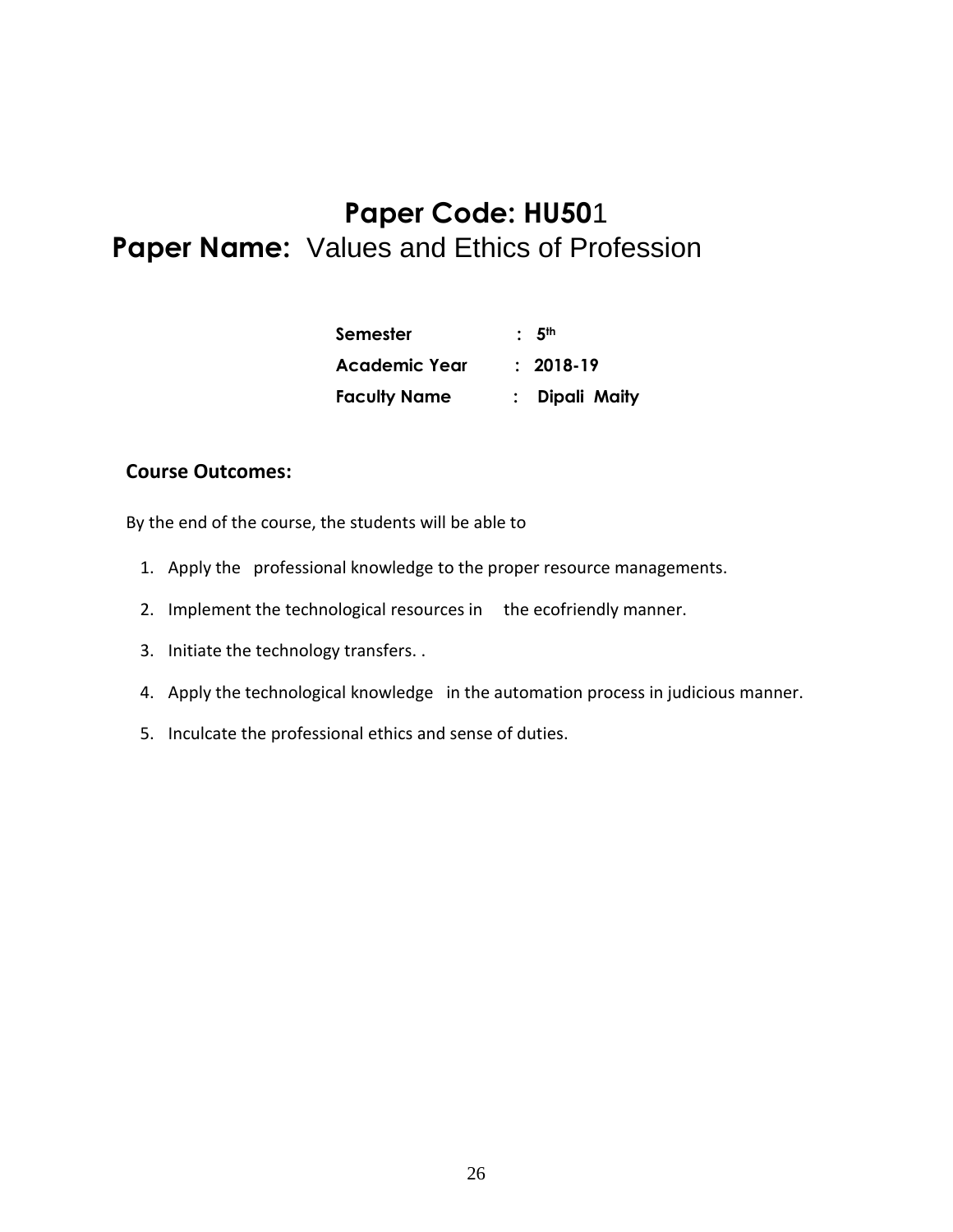# Paper Code: HU501

# Paper Name: Values and Ethics of Profession

| | | |
|---|---|---|
| **Semester** | : | **5th** |
| **Academic Year** | : | **2018-19** |
| **Faculty Name** | : | **Dipali Maity** |

## Course Outcomes:

By the end of the course, the students will be able to

1. Apply the professional knowledge to the proper resource managements.
2. Implement the technological resources in the ecofriendly manner.
3. Initiate the technology transfers. .
4. Apply the technological knowledge in the automation process in judicious manner.
5. Inculcate the professional ethics and sense of duties.